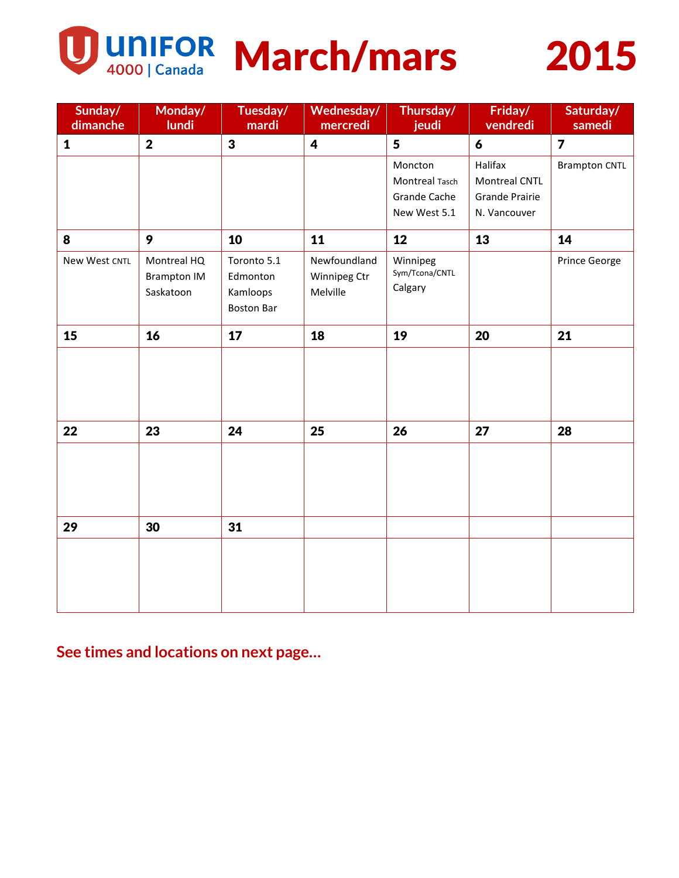# UNIFOR 4000 | Canada

# March/mars 2015

| Sunday/ dimanche | Monday/ lundi | Tuesday/ mardi | Wednesday/ mercredi | Thursday/ jeudi | Friday/ vendredi | Saturday/ samedi |
|---|---|---|---|---|---|---|
| **1** | **2** | **3** | **4** | **5** | **6** | **7** |
| | | | | Moncton<br>Montreal Tasch<br>Grande Cache<br>New West 5.1 | Halifax<br>Montreal CNTL<br>Grande Prairie<br>N. Vancouver | Brampton CNTL |
| **8** | **9** | **10** | **11** | **12** | **13** | **14** |
| New West CNTL | Montreal HQ<br>Brampton IM<br>Saskatoon | Toronto 5.1<br>Edmonton<br>Kamloops<br>Boston Bar | Newfoundland<br>Winnipeg Ctr<br>Melville | Winnipeg Sym/Tcona/CNTL<br>Calgary | | Prince George |
| **15** | **16** | **17** | **18** | **19** | **20** | **21** |
| | | | | | | |
| **22** | **23** | **24** | **25** | **26** | **27** | **28** |
| | | | | | | |
| **29** | **30** | **31** | | | | |
| | | | | | | |

**See times and locations on next page…**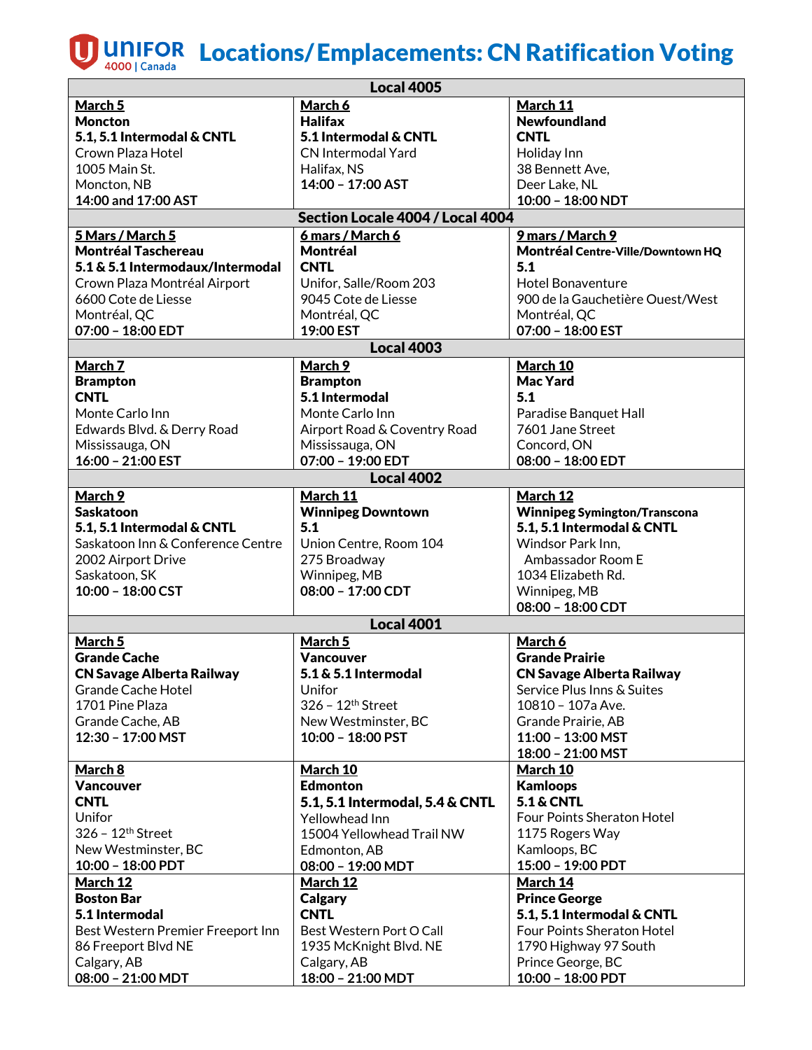# Locations/Emplacements: CN Ratification Voting

| Local 4005 | | |
|---|---|---|
| **March 5**<br>**Moncton**<br>**5.1, 5.1 Intermodal & CNTL**<br>Crown Plaza Hotel<br>1005 Main St.<br>Moncton, NB<br>**14:00 and 17:00 AST** | **March 6**<br>**Halifax**<br>**5.1 Intermodal & CNTL**<br>CN Intermodal Yard<br>Halifax, NS<br>**14:00 – 17:00 AST** | **March 11**<br>**Newfoundland**<br>**CNTL**<br>Holiday Inn<br>38 Bennett Ave,<br>Deer Lake, NL<br>**10:00 – 18:00 NDT** |
| **Section Locale 4004 / Local 4004** | | |
| **5 Mars / March 5**<br>**Montréal Taschereau**<br>**5.1 & 5.1 Intermodaux/Intermodal**<br>Crown Plaza Montréal Airport<br>6600 Cote de Liesse<br>Montréal, QC<br>**07:00 – 18:00 EDT** | **6 mars / March 6**<br>**Montréal**<br>**CNTL**<br>Unifor, Salle/Room 203<br>9045 Cote de Liesse<br>Montréal, QC<br>**19:00 EST** | **9 mars / March 9**<br>**Montréal Centre-Ville/Downtown HQ**<br>**5.1**<br>Hotel Bonaventure<br>900 de la Gauchetière Ouest/West<br>Montréal, QC<br>**07:00 – 18:00 EST** |
| **Local 4003** | | |
| **March 7**<br>**Brampton**<br>**CNTL**<br>Monte Carlo Inn<br>Edwards Blvd. & Derry Road<br>Mississauga, ON<br>**16:00 – 21:00 EST** | **March 9**<br>**Brampton**<br>**5.1 Intermodal**<br>Monte Carlo Inn<br>Airport Road & Coventry Road<br>Mississauga, ON<br>**07:00 – 19:00 EDT** | **March 10**<br>**Mac Yard**<br>**5.1**<br>Paradise Banquet Hall<br>7601 Jane Street<br>Concord, ON<br>**08:00 – 18:00 EDT** |
| **Local 4002** | | |
| **March 9**<br>**Saskatoon**<br>**5.1, 5.1 Intermodal & CNTL**<br>Saskatoon Inn & Conference Centre<br>2002 Airport Drive<br>Saskatoon, SK<br>**10:00 – 18:00 CST** | **March 11**<br>**Winnipeg Downtown**<br>**5.1**<br>Union Centre, Room 104<br>275 Broadway<br>Winnipeg, MB<br>**08:00 – 17:00 CDT** | **March 12**<br>**Winnipeg Symington/Transcona**<br>**5.1, 5.1 Intermodal & CNTL**<br>Windsor Park Inn,<br>Ambassador Room E<br>1034 Elizabeth Rd.<br>Winnipeg, MB<br>**08:00 – 18:00 CDT** |
| **Local 4001** | | |
| **March 5**<br>**Grande Cache**<br>**CN Savage Alberta Railway**<br>Grande Cache Hotel<br>1701 Pine Plaza<br>Grande Cache, AB<br>**12:30 – 17:00 MST** | **March 5**<br>**Vancouver**<br>**5.1 & 5.1 Intermodal**<br>Unifor<br>326 – 12th Street<br>New Westminster, BC<br>**10:00 – 18:00 PST** | **March 6**<br>**Grande Prairie**<br>**CN Savage Alberta Railway**<br>Service Plus Inns & Suites<br>10810 – 107a Ave.<br>Grande Prairie, AB<br>**11:00 – 13:00 MST**<br>**18:00 – 21:00 MST** |
| **March 8**<br>**Vancouver**<br>**CNTL**<br>Unifor<br>326 – 12th Street<br>New Westminster, BC<br>**10:00 – 18:00 PDT** | **March 10**<br>**Edmonton**<br>**5.1, 5.1 Intermodal, 5.4 & CNTL**<br>Yellowhead Inn<br>15004 Yellowhead Trail NW<br>Edmonton, AB<br>**08:00 – 19:00 MDT** | **March 10**<br>**Kamloops**<br>**5.1 & CNTL**<br>Four Points Sheraton Hotel<br>1175 Rogers Way<br>Kamloops, BC<br>**15:00 – 19:00 PDT** |
| **March 12**<br>**Boston Bar**<br>**5.1 Intermodal**<br>Best Western Premier Freeport Inn<br>86 Freeport Blvd NE<br>Calgary, AB<br>**08:00 – 21:00 MDT** | **March 12**<br>**Calgary**<br>**CNTL**<br>Best Western Port O Call<br>1935 McKnight Blvd. NE<br>Calgary, AB<br>**18:00 – 21:00 MDT** | **March 14**<br>**Prince George**<br>**5.1, 5.1 Intermodal & CNTL**<br>Four Points Sheraton Hotel<br>1790 Highway 97 South<br>Prince George, BC<br>**10:00 – 18:00 PDT** |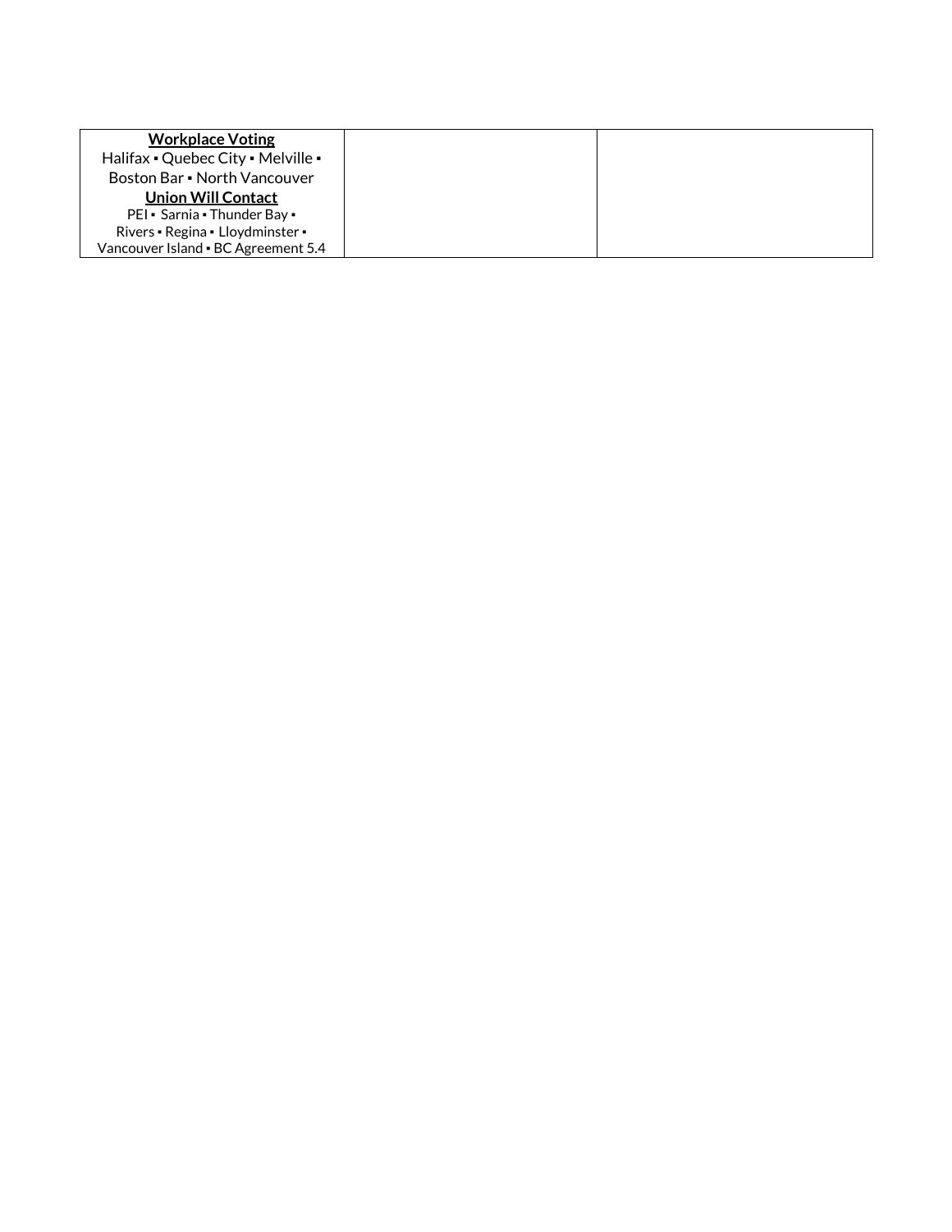| | | |
|---|---|---|
| **Workplace Voting**<br>Halifax ▪ Quebec City ▪ Melville ▪ Boston Bar ▪ North Vancouver<br>**Union Will Contact**<br>PEI ▪ Sarnia ▪ Thunder Bay ▪ Rivers ▪ Regina ▪ Lloydminster ▪ Vancouver Island ▪ BC Agreement 5.4 | | |